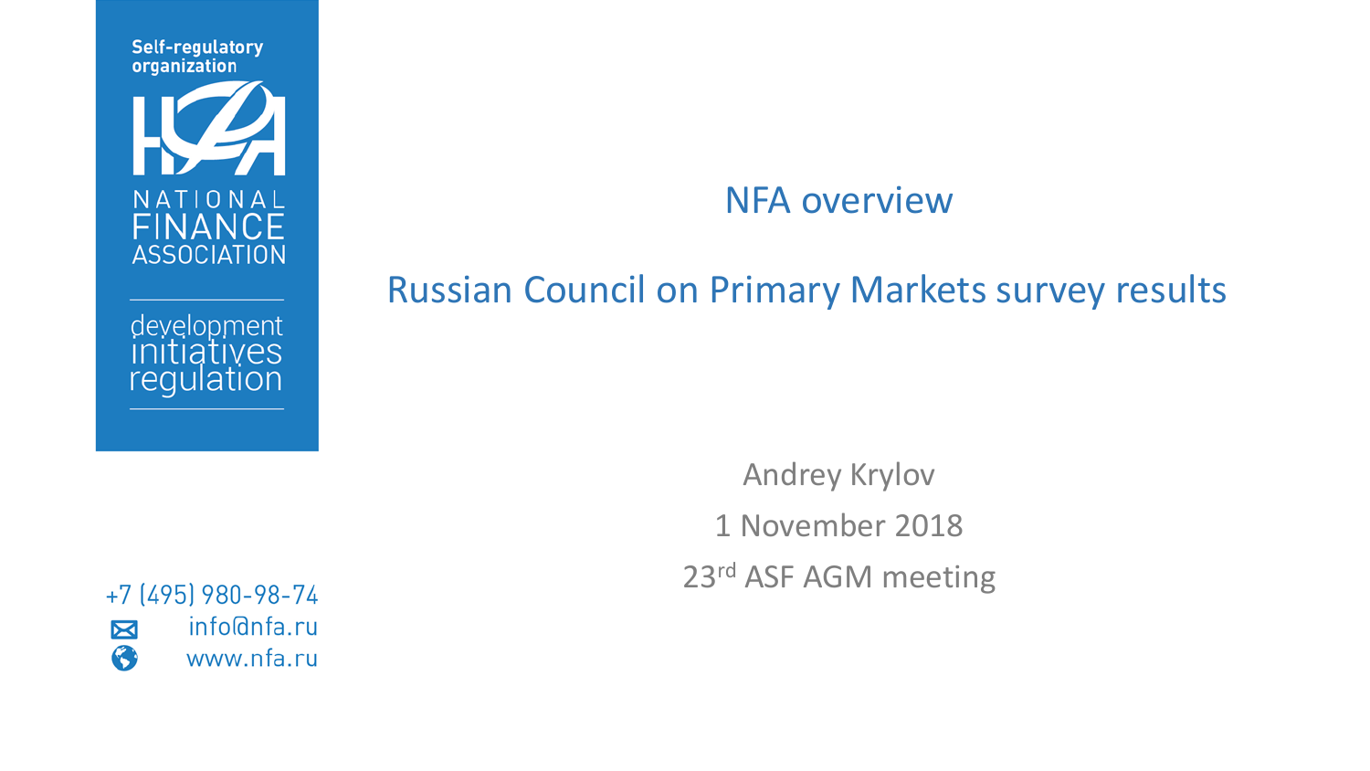Self-regulatory organization

NATIONAL FINANCE ASSOCIATION

development
initiatives
regulation

+7 (495) 980-98-74

info@nfa.ru

www.nfa.ru

# NFA overview

# Russian Council on Primary Markets survey results

Andrey Krylov

1 November 2018

23rd ASF AGM meeting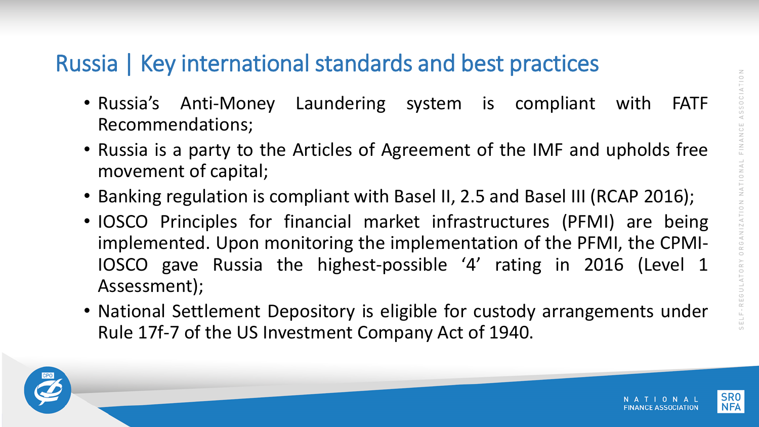# Russia | Key international standards and best practices

- Russia's Anti-Money Laundering system is compliant with FATF Recommendations;
- Russia is a party to the Articles of Agreement of the IMF and upholds free movement of capital;
- Banking regulation is compliant with Basel II, 2.5 and Basel III (RCAP 2016);
- IOSCO Principles for financial market infrastructures (PFMI) are being implemented. Upon monitoring the implementation of the PFMI, the CPMI-IOSCO gave Russia the highest-possible '4' rating in 2016 (Level 1 Assessment);
- National Settlement Depository is eligible for custody arrangements under Rule 17f-7 of the US Investment Company Act of 1940.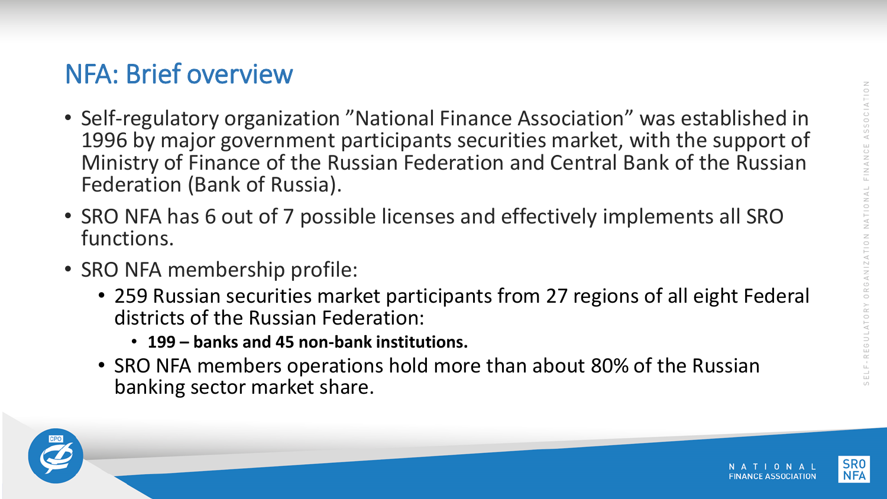# NFA: Brief overview

- Self-regulatory organization ”National Finance Association” was established in 1996 by major government participants securities market, with the support of Ministry of Finance of the Russian Federation and Central Bank of the Russian Federation (Bank of Russia).
- SRO NFA has 6 out of 7 possible licenses and effectively implements all SRO functions.
- SRO NFA membership profile:
  - 259 Russian securities market participants from 27 regions of all eight Federal districts of the Russian Federation:
    - **199 – banks and 45 non-bank institutions.**
  - SRO NFA members operations hold more than about 80% of the Russian banking sector market share.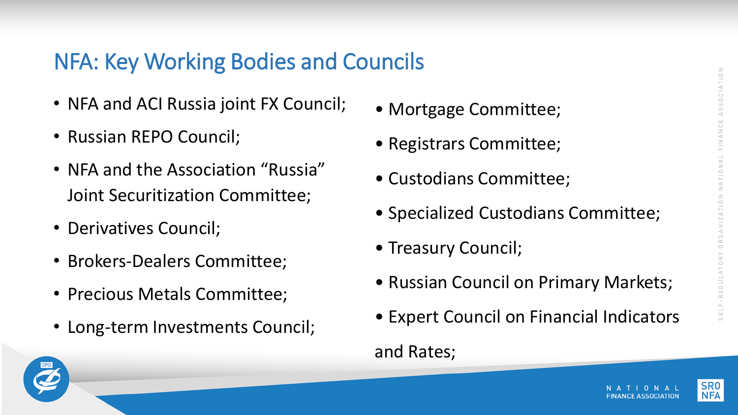# NFA: Key Working Bodies and Councils

- NFA and ACI Russia joint FX Council;
- Russian REPO Council;
- NFA and the Association "Russia" Joint Securitization Committee;
- Derivatives Council;
- Brokers-Dealers Committee;
- Precious Metals Committee;
- Long-term Investments Council;
- Mortgage Committee;
- Registrars Committee;
- Custodians Committee;
- Specialized Custodians Committee;
- Treasury Council;
- Russian Council on Primary Markets;
- Expert Council on Financial Indicators and Rates;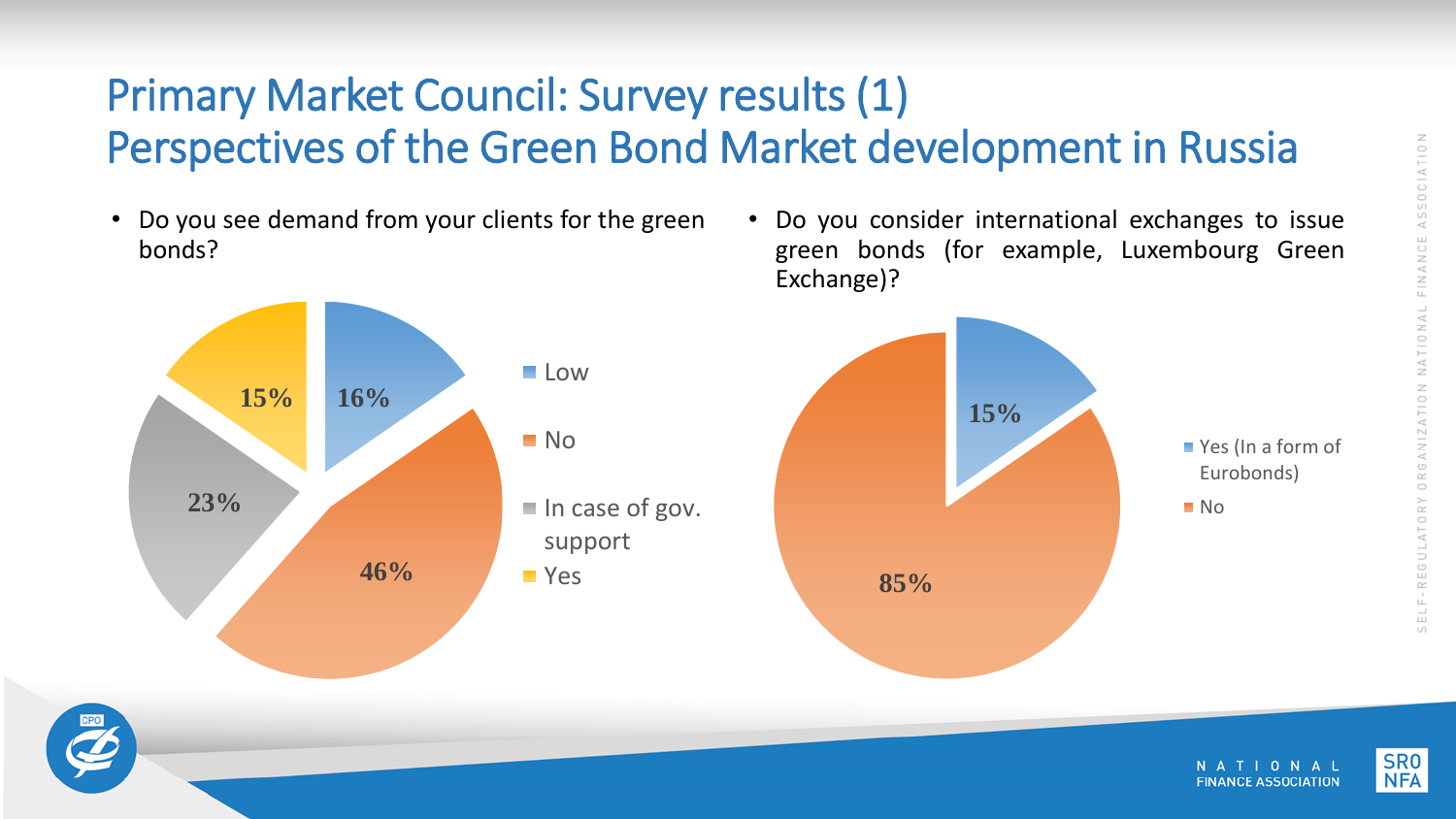# Primary Market Council: Survey results (1)
# Perspectives of the Green Bond Market development in Russia

- Do you see demand from your clients for the green bonds?

| Answer | Share |
|---|---|
| Low | 16% |
| No | 46% |
| In case of gov. support | 23% |
| Yes | 15% |

- Do you consider international exchanges to issue green bonds (for example, Luxembourg Green Exchange)?

| Answer | Share |
|---|---|
| Yes (In a form of Eurobonds) | 15% |
| No | 85% |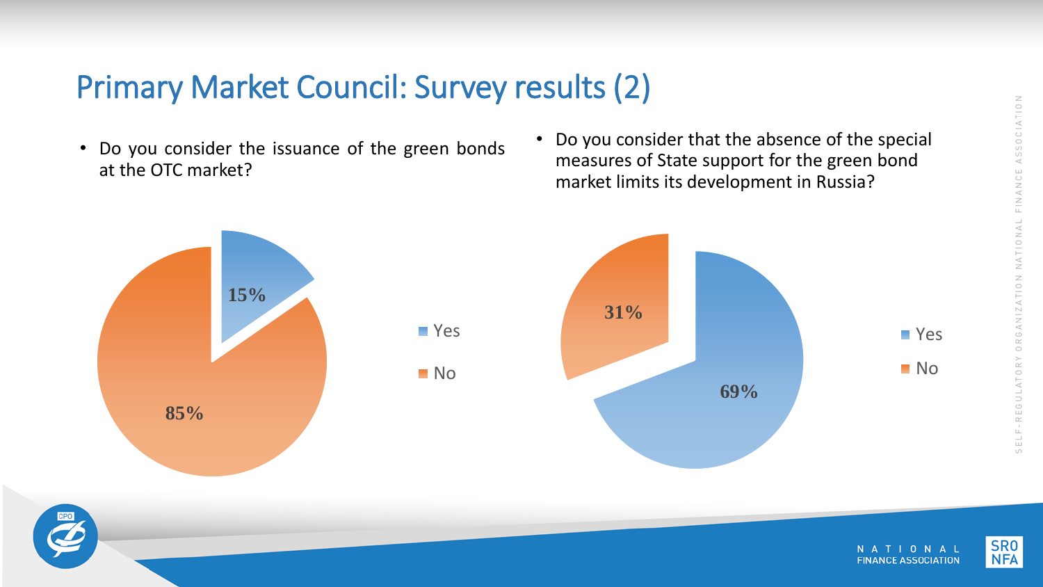# Primary Market Council: Survey results (2)

- Do you consider the issuance of the green bonds at the OTC market?

| Answer | Share |
|---|---|
| Yes | 15% |
| No | 85% |

- Do you consider that the absence of the special measures of State support for the green bond market limits its development in Russia?

| Answer | Share |
|---|---|
| Yes | 69% |
| No | 31% |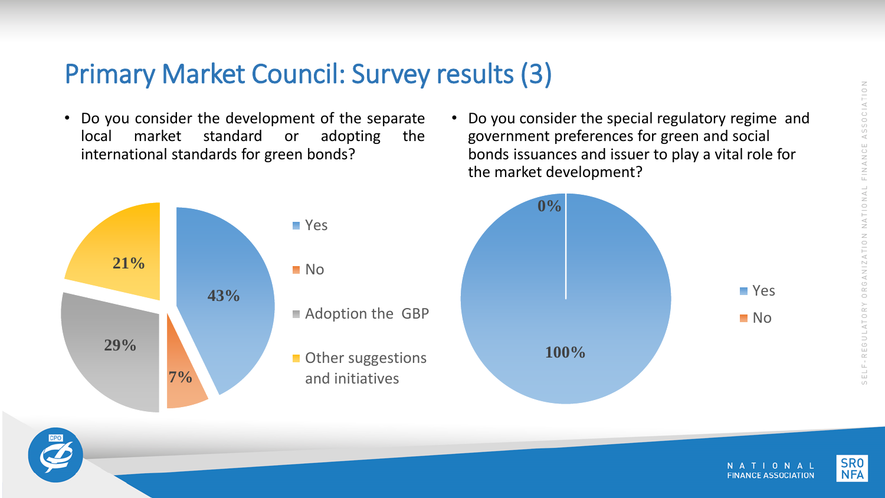# Primary Market Council: Survey results (3)

- Do you consider the development of the separate local market standard or adopting the international standards for green bonds?

| Answer | Share |
|---|---|
| Yes | 43% |
| No | 7% |
| Adoption the GBP | 29% |
| Other suggestions and initiatives | 21% |

- Do you consider the special regulatory regime and government preferences for green and social bonds issuances and issuer to play a vital role for the market development?

| Answer | Share |
|---|---|
| Yes | 100% |
| No | 0% |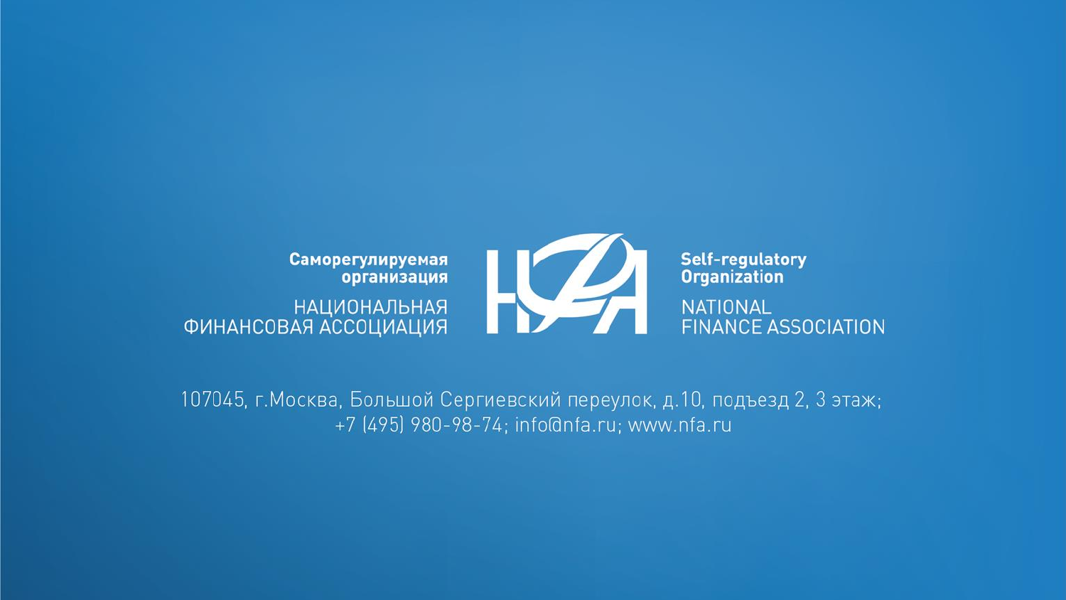**Саморегулируемая организация**

НАЦИОНАЛЬНАЯ ФИНАНСОВАЯ АССОЦИАЦИЯ

**Self-regulatory Organization**

NATIONAL FINANCE ASSOCIATION

107045, г.Москва, Большой Сергиевский переулок, д.10, подъезд 2, 3 этаж;
+7 (495) 980-98-74; info@nfa.ru; www.nfa.ru